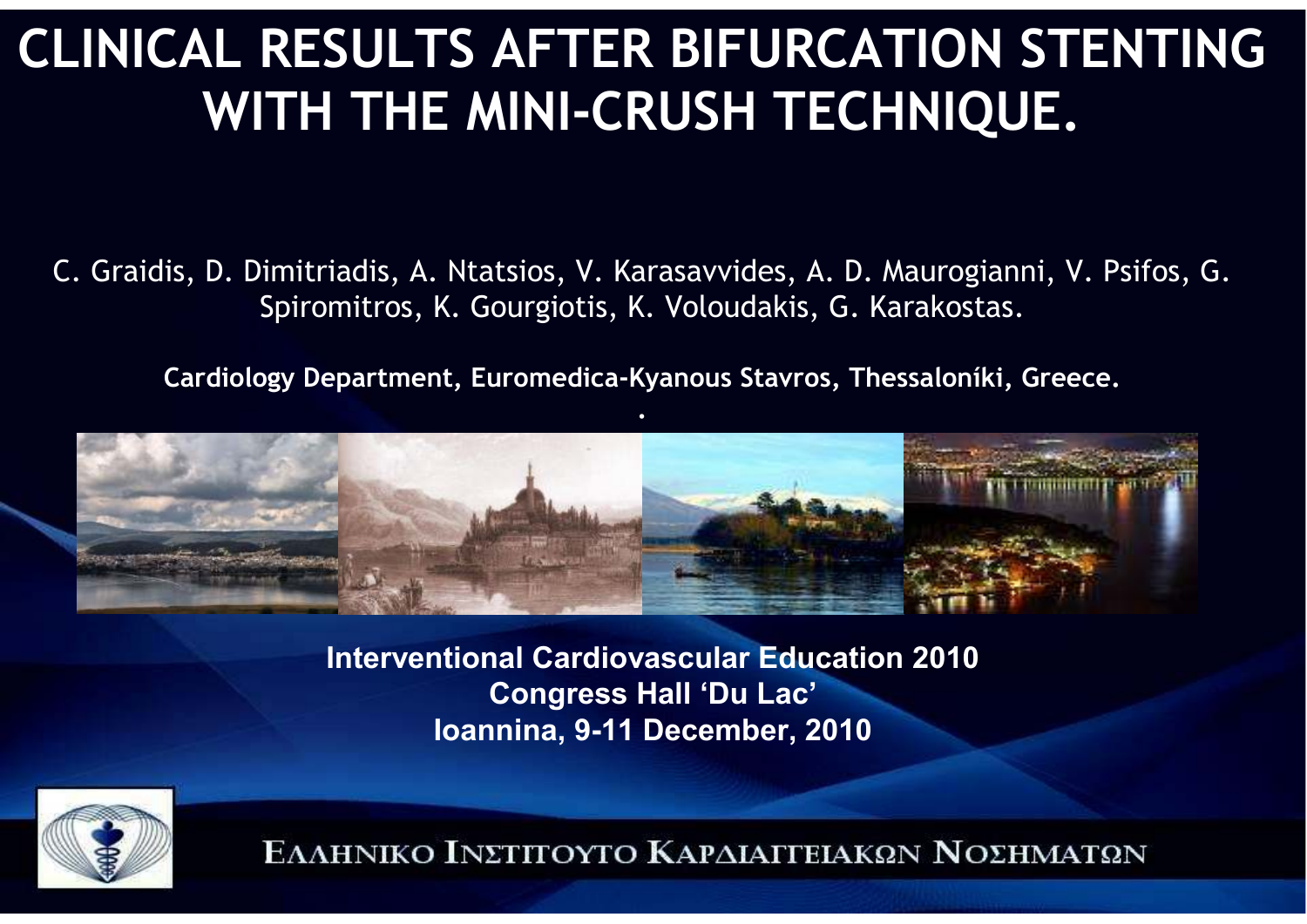# CLINICAL RESULTS AFTER BIFURCATION STENTING WITH THE MINI-CRUSH TECHNIQUE.

C. Graidis, D. Dimitriadis, A. Ntatsios, V. Karasavvides, A. D. Maurogianni, V. Psifos, G. Spiromitros, K. Gourgiotis, K. Voloudakis, G. Karakostas.

**Cardiology Department, Euromedica-Kyanous Stavros, Thessaloníki, Greece.**

**Interventional Cardiovascular Education 2010**
**Congress Hall 'Du Lac'**
**Ioannina, 9-11 December, 2010**

ΕΛΛΗΝΙΚΟ ΙΝΣΤΙΤΟΥΤΟ ΚΑΡΔΙΑΓΓΕΙΑΚΩΝ ΝΟΣΗΜΑΤΩΝ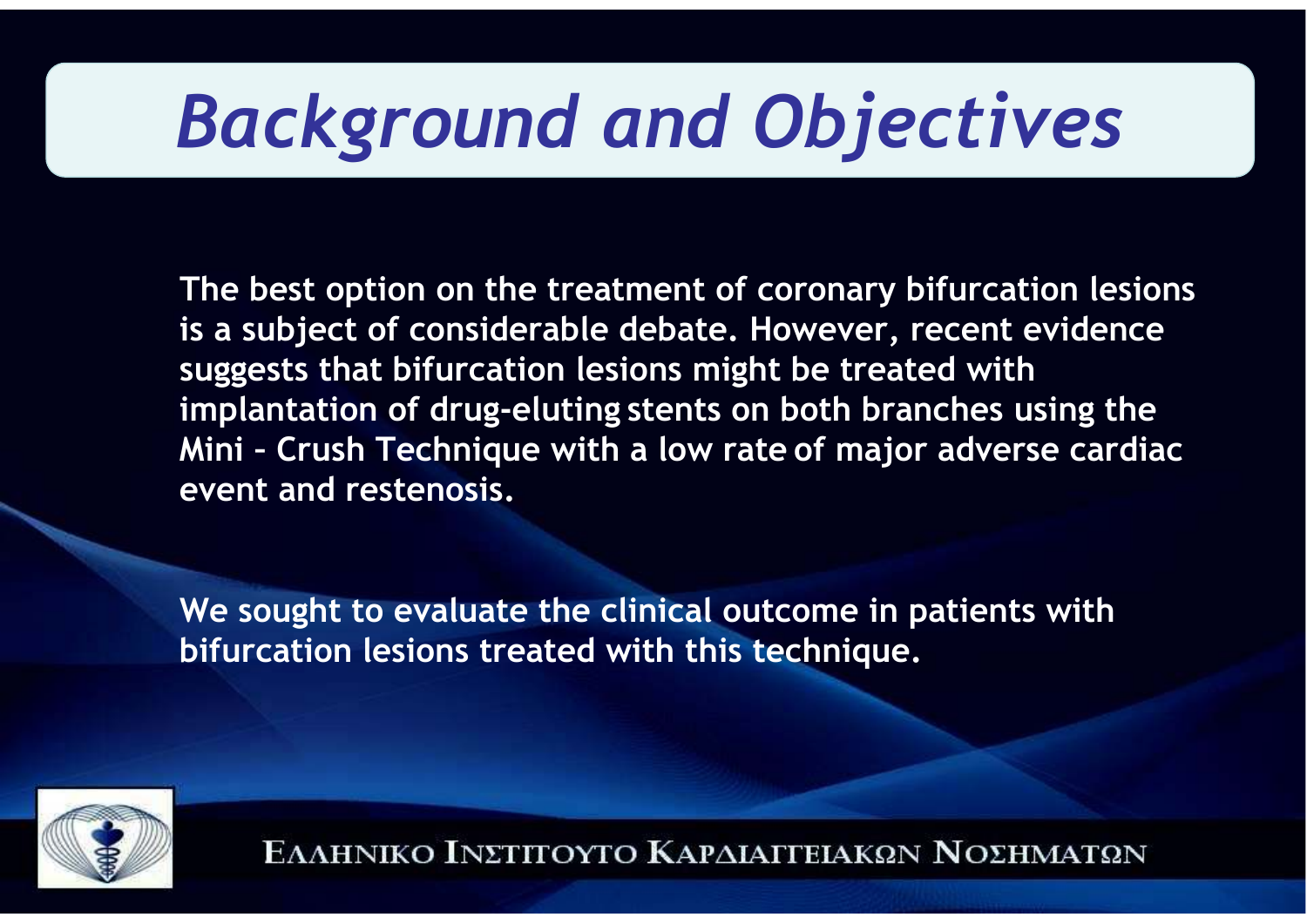# *Background and Objectives*

**The best option on the treatment of coronary bifurcation lesions is a subject of considerable debate. However, recent evidence suggests that bifurcation lesions might be treated with implantation of drug-eluting stents on both branches using the Mini – Crush Technique with a low rate of major adverse cardiac event and restenosis.**

**We sought to evaluate the clinical outcome in patients with bifurcation lesions treated with this technique.**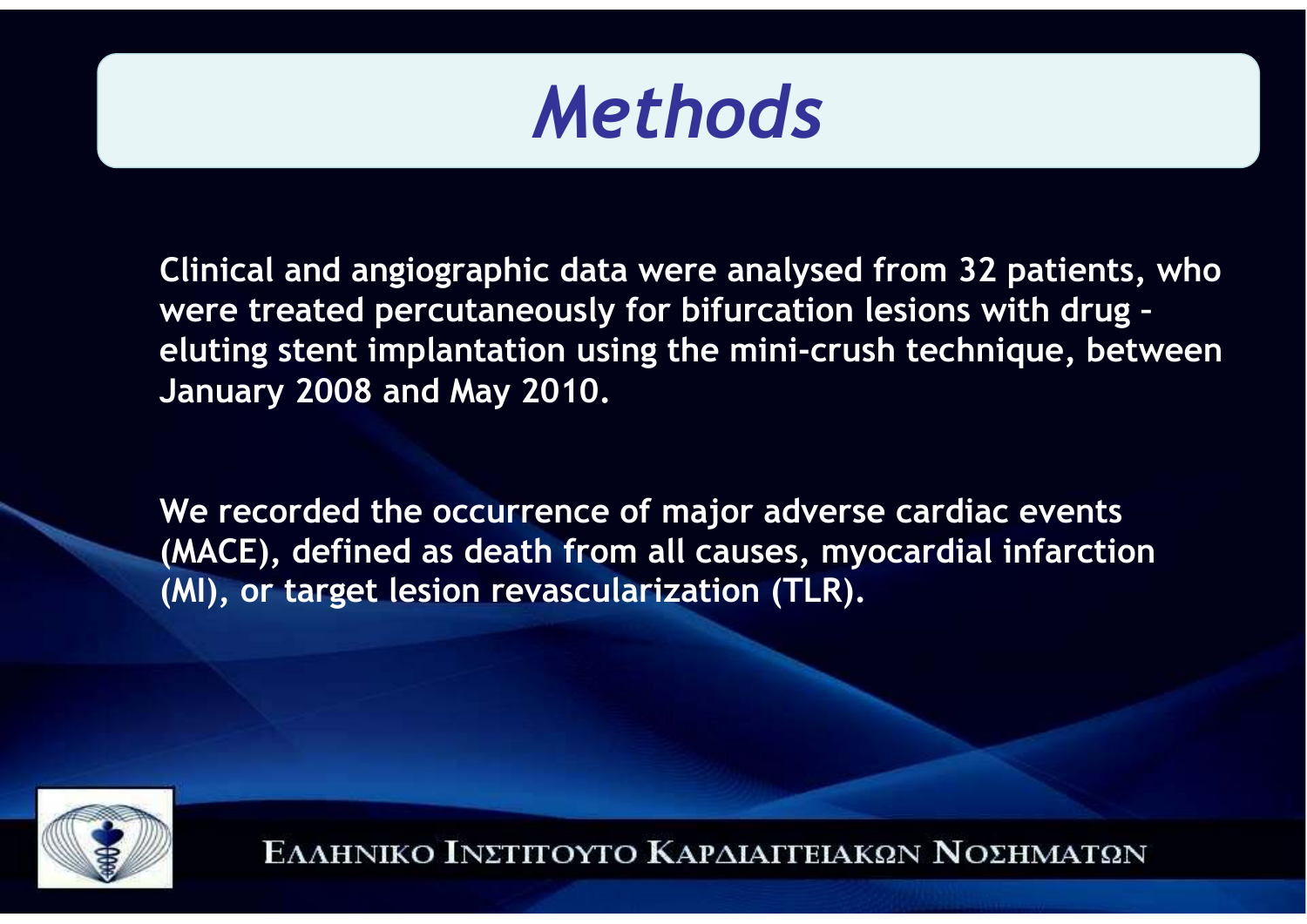# *Methods*

**Clinical and angiographic data were analysed from 32 patients, who were treated percutaneously for bifurcation lesions with drug – eluting stent implantation using the mini-crush technique, between January 2008 and May 2010.**

**We recorded the occurrence of major adverse cardiac events (MACE), defined as death from all causes, myocardial infarction (MI), or target lesion revascularization (TLR).**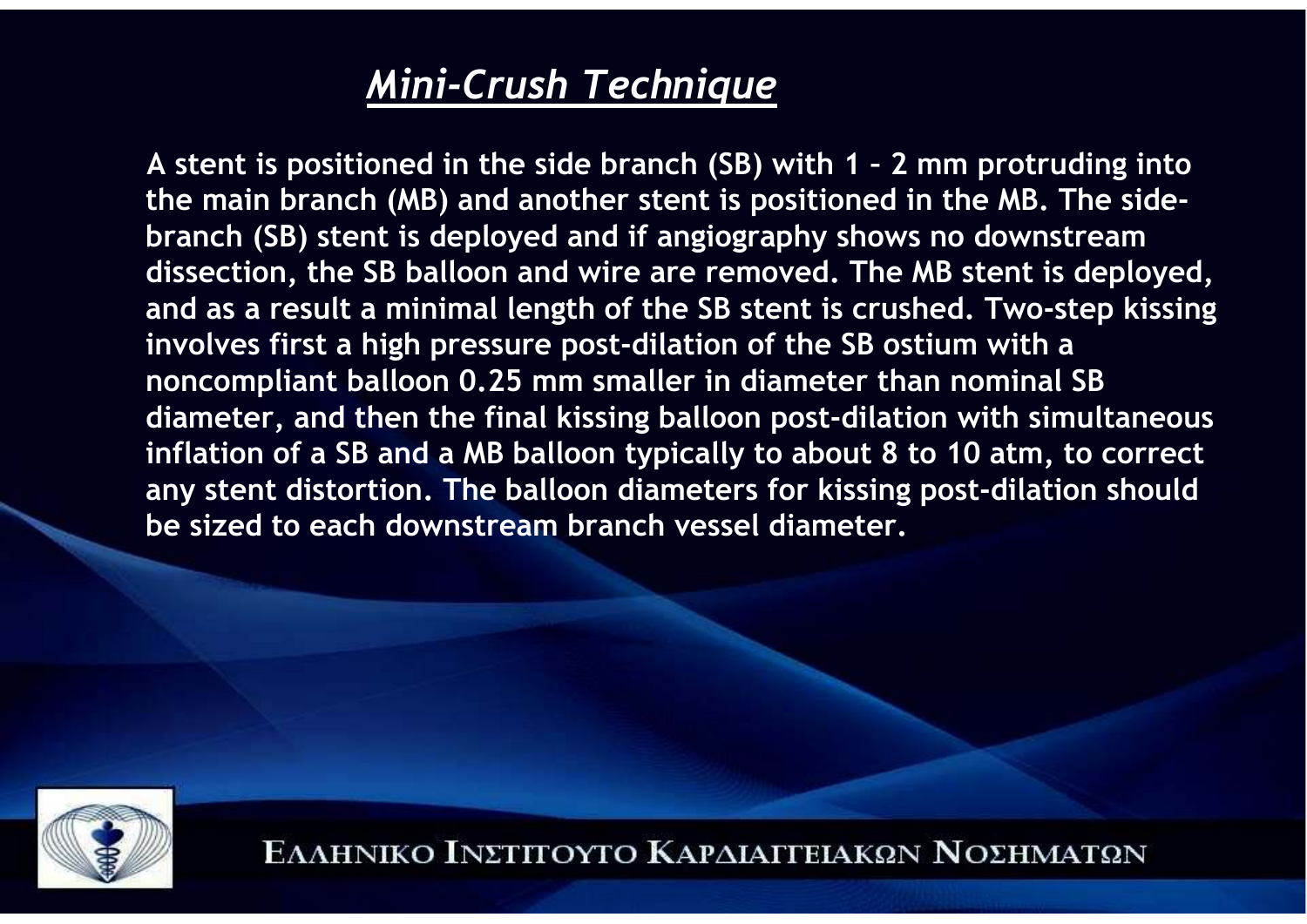## *Mini-Crush Technique*

**A stent is positioned in the side branch (SB) with 1 – 2 mm protruding into the main branch (MB) and another stent is positioned in the MB. The side-branch (SB) stent is deployed and if angiography shows no downstream dissection, the SB balloon and wire are removed. The MB stent is deployed, and as a result a minimal length of the SB stent is crushed. Two-step kissing involves first a high pressure post-dilation of the SB ostium with a noncompliant balloon 0.25 mm smaller in diameter than nominal SB diameter, and then the final kissing balloon post-dilation with simultaneous inflation of a SB and a MB balloon typically to about 8 to 10 atm, to correct any stent distortion. The balloon diameters for kissing post-dilation should be sized to each downstream branch vessel diameter.**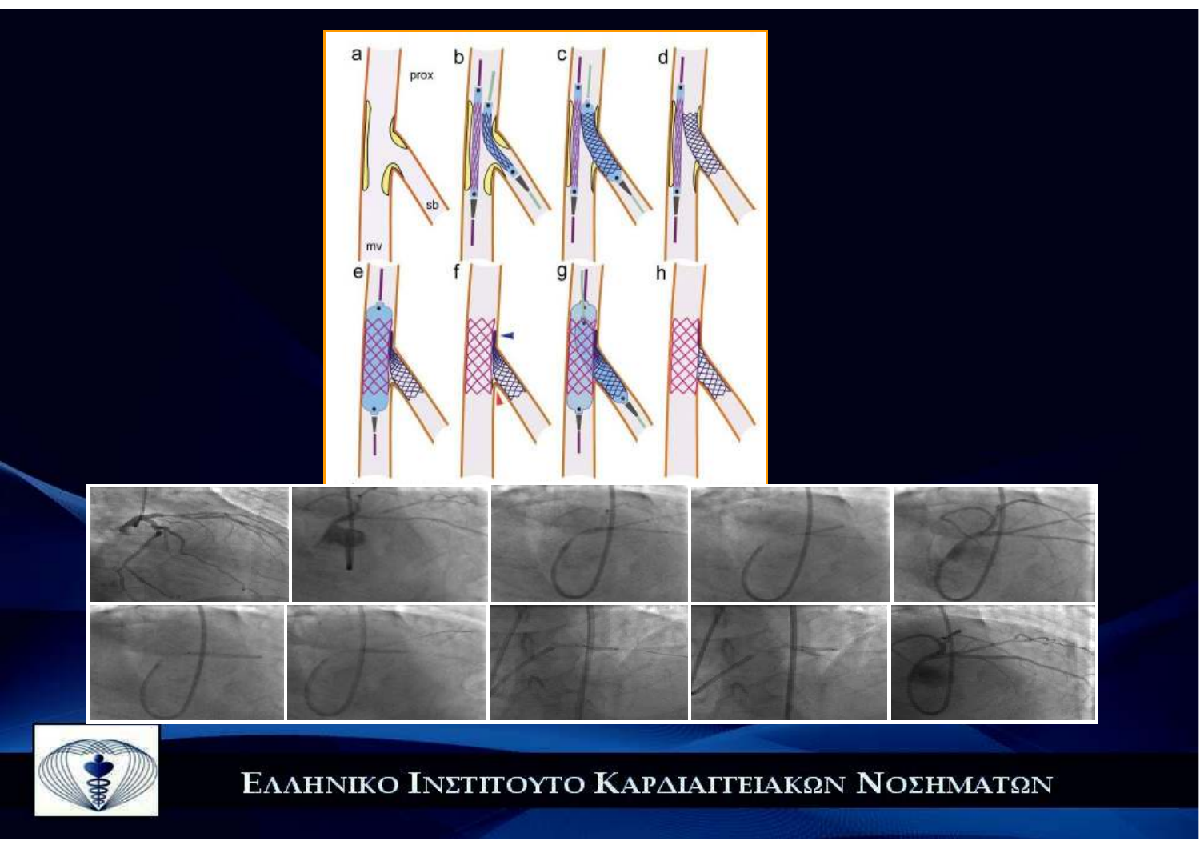a prox sb mv

b c d

e f g h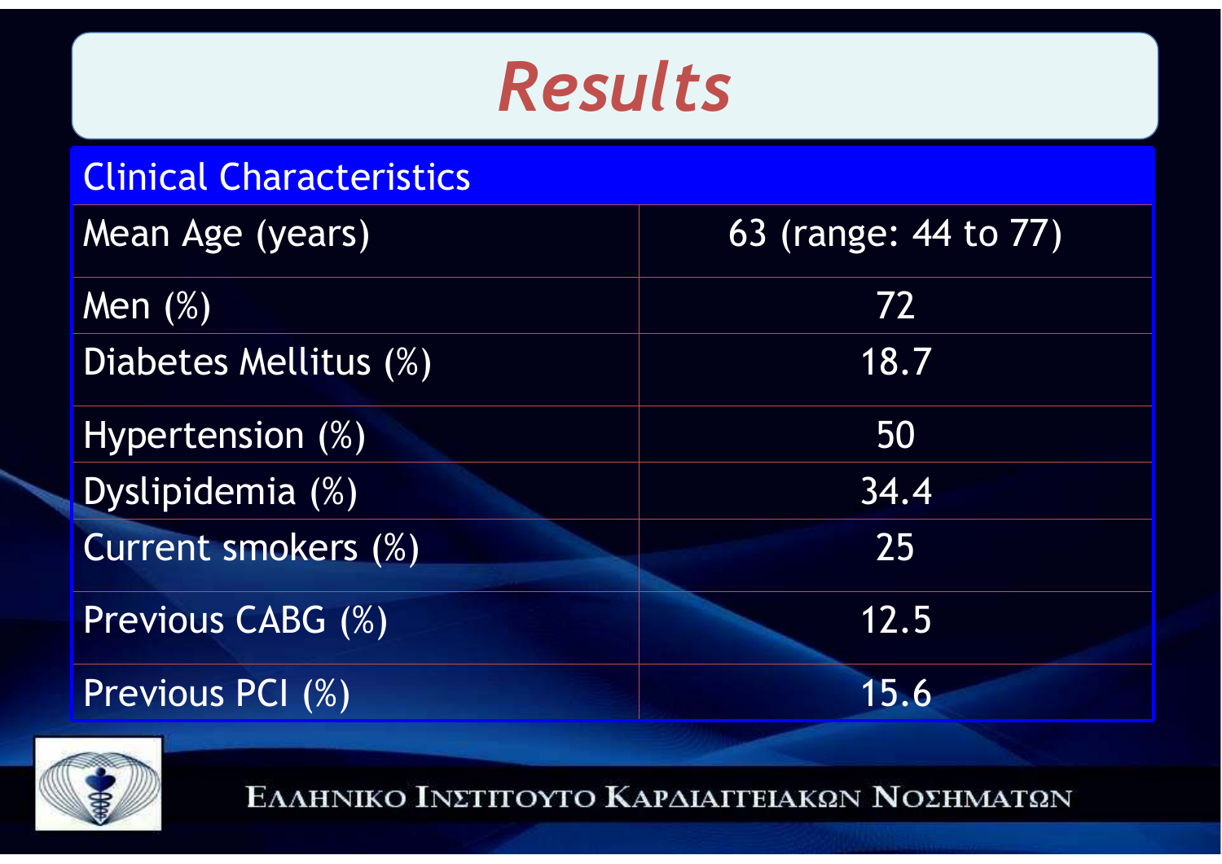# *Results*

| Clinical Characteristics | |
|---|---|
| Mean Age (years) | 63 (range: 44 to 77) |
| Men (%) | 72 |
| Diabetes Mellitus (%) | 18.7 |
| Hypertension (%) | 50 |
| Dyslipidemia (%) | 34.4 |
| Current smokers (%) | 25 |
| Previous CABG (%) | 12.5 |
| Previous PCI (%) | 15.6 |

ΕΛΛΗΝΙΚΟ ΙΝΣΤΙΤΟΥΤΟ ΚΑΡΔΙΑΓΓΕΙΑΚΩΝ ΝΟΣΗΜΑΤΩΝ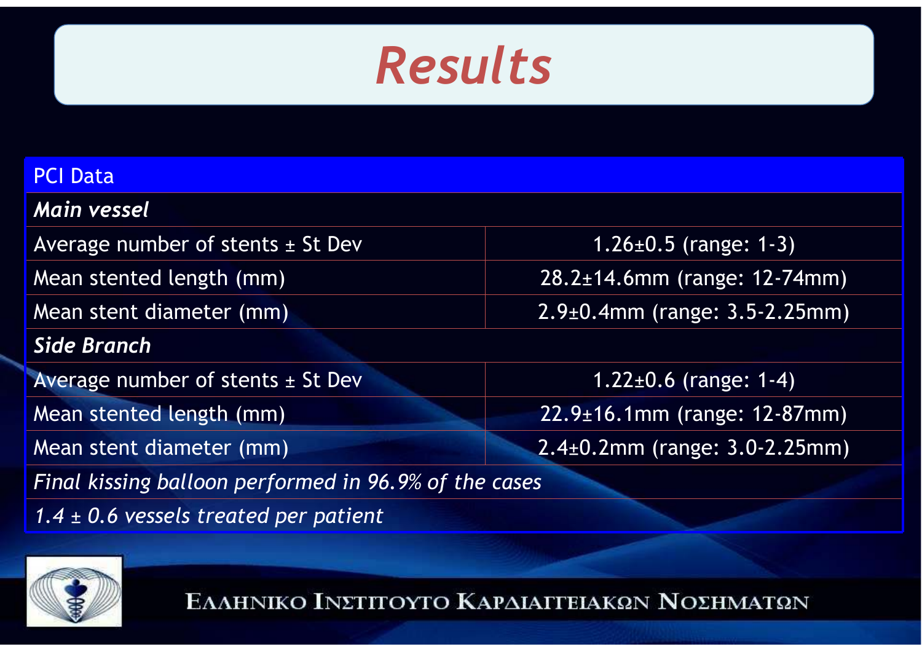# Results

| PCI Data | |
|---|---|
| ***Main vessel*** | |
| Average number of stents ± St Dev | 1.26±0.5 (range: 1-3) |
| Mean stented length (mm) | 28.2±14.6mm (range: 12-74mm) |
| Mean stent diameter (mm) | 2.9±0.4mm (range: 3.5-2.25mm) |
| ***Side Branch*** | |
| Average number of stents ± St Dev | 1.22±0.6 (range: 1-4) |
| Mean stented length (mm) | 22.9±16.1mm (range: 12-87mm) |
| Mean stent diameter (mm) | 2.4±0.2mm (range: 3.0-2.25mm) |
| *Final kissing balloon performed in 96.9% of the cases* | |
| *1.4 ± 0.6 vessels treated per patient* | |

ΕΛΛΗΝΙΚΟ ΙΝΣΤΙΤΟΥΤΟ ΚΑΡΔΙΑΓΓΕΙΑΚΩΝ ΝΟΣΗΜΑΤΩΝ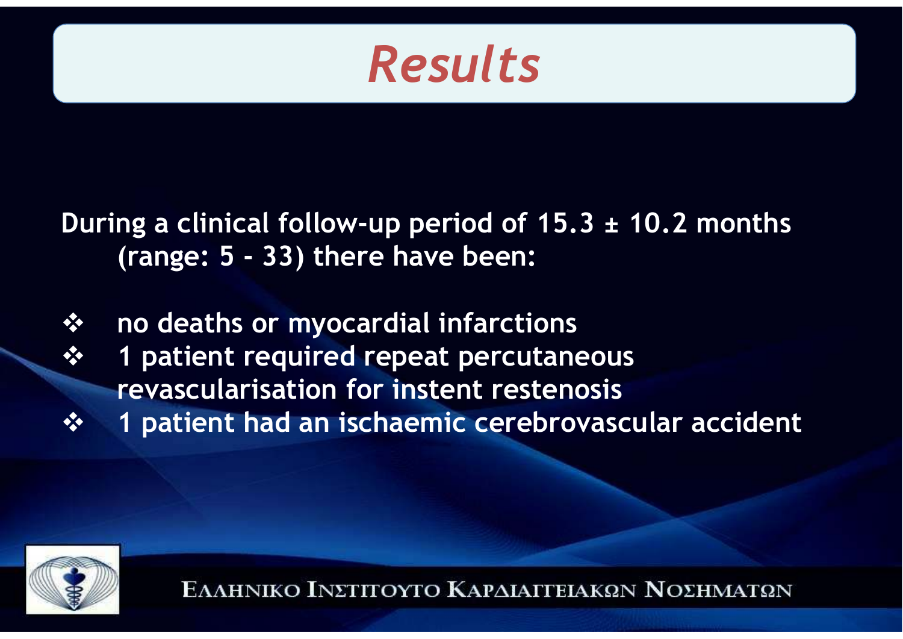# Results

During a clinical follow-up period of 15.3 ± 10.2 months (range: 5 - 33) there have been:

- no deaths or myocardial infarctions
- 1 patient required repeat percutaneous revascularisation for instent restenosis
- 1 patient had an ischaemic cerebrovascular accident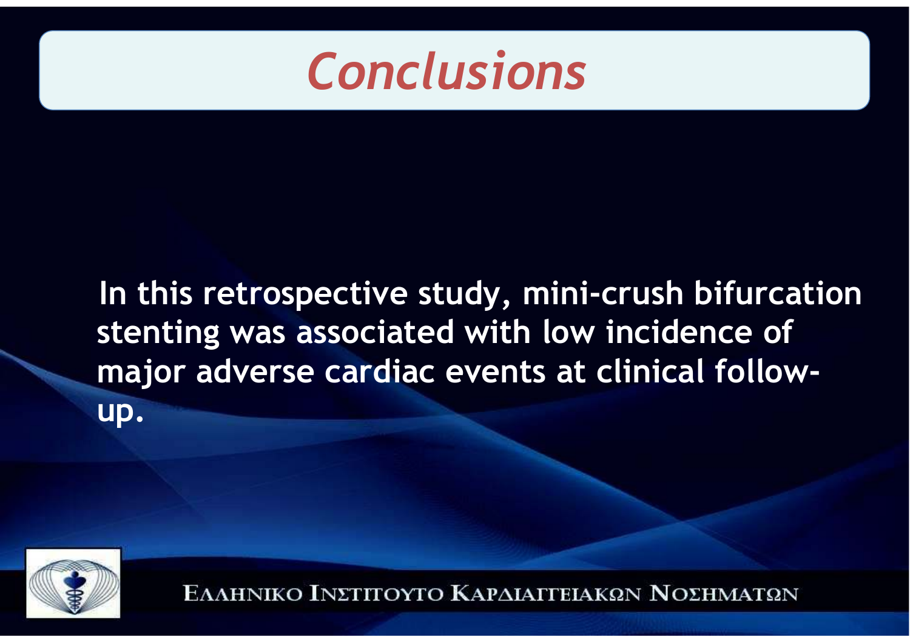# *Conclusions*

**In this retrospective study, mini-crush bifurcation stenting was associated with low incidence of major adverse cardiac events at clinical follow-up.**

ΕΛΛΗΝΙΚΟ ΙΝΣΤΙΤΟΥΤΟ ΚΑΡΔΙΑΓΓΕΙΑΚΩΝ ΝΟΣΗΜΑΤΩΝ